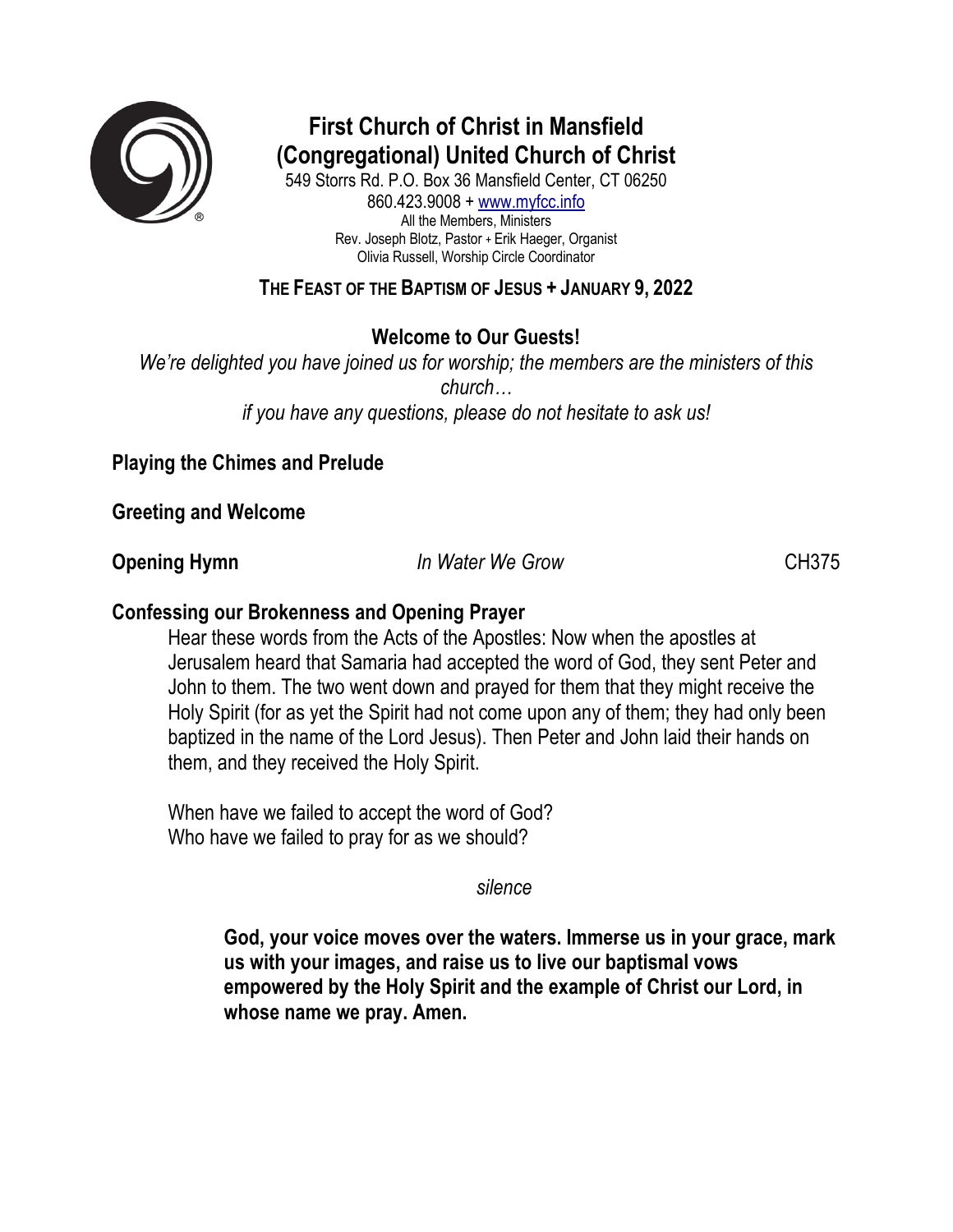# First Church of Christ in Mansfield (Congregational) United Church of Christ

549 Storrs Rd. P.O. Box 36 Mansfield Center, CT 06250
860.423.9008 + www.myfcc.info
All the Members, Ministers
Rev. Joseph Blotz, Pastor + Erik Haeger, Organist
Olivia Russell, Worship Circle Coordinator

## THE FEAST OF THE BAPTISM OF JESUS + JANUARY 9, 2022

### Welcome to Our Guests!

*We're delighted you have joined us for worship; the members are the ministers of this church…*
*if you have any questions, please do not hesitate to ask us!*

**Playing the Chimes and Prelude**

**Greeting and Welcome**

**Opening Hymn** *In Water We Grow* CH375

**Confessing our Brokenness and Opening Prayer**

Hear these words from the Acts of the Apostles: Now when the apostles at Jerusalem heard that Samaria had accepted the word of God, they sent Peter and John to them. The two went down and prayed for them that they might receive the Holy Spirit (for as yet the Spirit had not come upon any of them; they had only been baptized in the name of the Lord Jesus). Then Peter and John laid their hands on them, and they received the Holy Spirit.

When have we failed to accept the word of God?
Who have we failed to pray for as we should?

*silence*

**God, your voice moves over the waters. Immerse us in your grace, mark us with your images, and raise us to live our baptismal vows empowered by the Holy Spirit and the example of Christ our Lord, in whose name we pray. Amen.**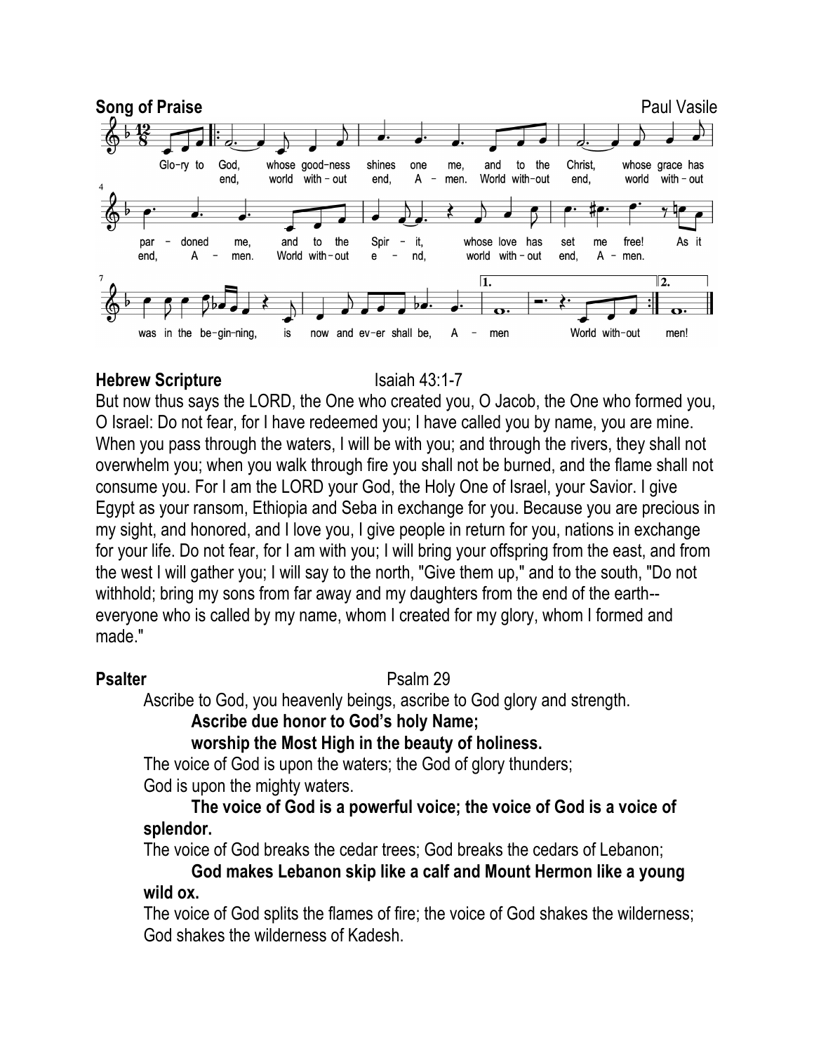**Song of Praise** Paul Vasile

**Hebrew Scripture** Isaiah 43:1-7

But now thus says the LORD, the One who created you, O Jacob, the One who formed you, O Israel: Do not fear, for I have redeemed you; I have called you by name, you are mine. When you pass through the waters, I will be with you; and through the rivers, they shall not overwhelm you; when you walk through fire you shall not be burned, and the flame shall not consume you. For I am the LORD your God, the Holy One of Israel, your Savior. I give Egypt as your ransom, Ethiopia and Seba in exchange for you. Because you are precious in my sight, and honored, and I love you, I give people in return for you, nations in exchange for your life. Do not fear, for I am with you; I will bring your offspring from the east, and from the west I will gather you; I will say to the north, "Give them up," and to the south, "Do not withhold; bring my sons from far away and my daughters from the end of the earth--everyone who is called by my name, whom I created for my glory, whom I formed and made."

**Psalter** Psalm 29

Ascribe to God, you heavenly beings, ascribe to God glory and strength.

**Ascribe due honor to God's holy Name;**
**worship the Most High in the beauty of holiness.**

The voice of God is upon the waters; the God of glory thunders;
God is upon the mighty waters.

**The voice of God is a powerful voice; the voice of God is a voice of splendor.**

The voice of God breaks the cedar trees; God breaks the cedars of Lebanon;

**God makes Lebanon skip like a calf and Mount Hermon like a young wild ox.**

The voice of God splits the flames of fire; the voice of God shakes the wilderness;
God shakes the wilderness of Kadesh.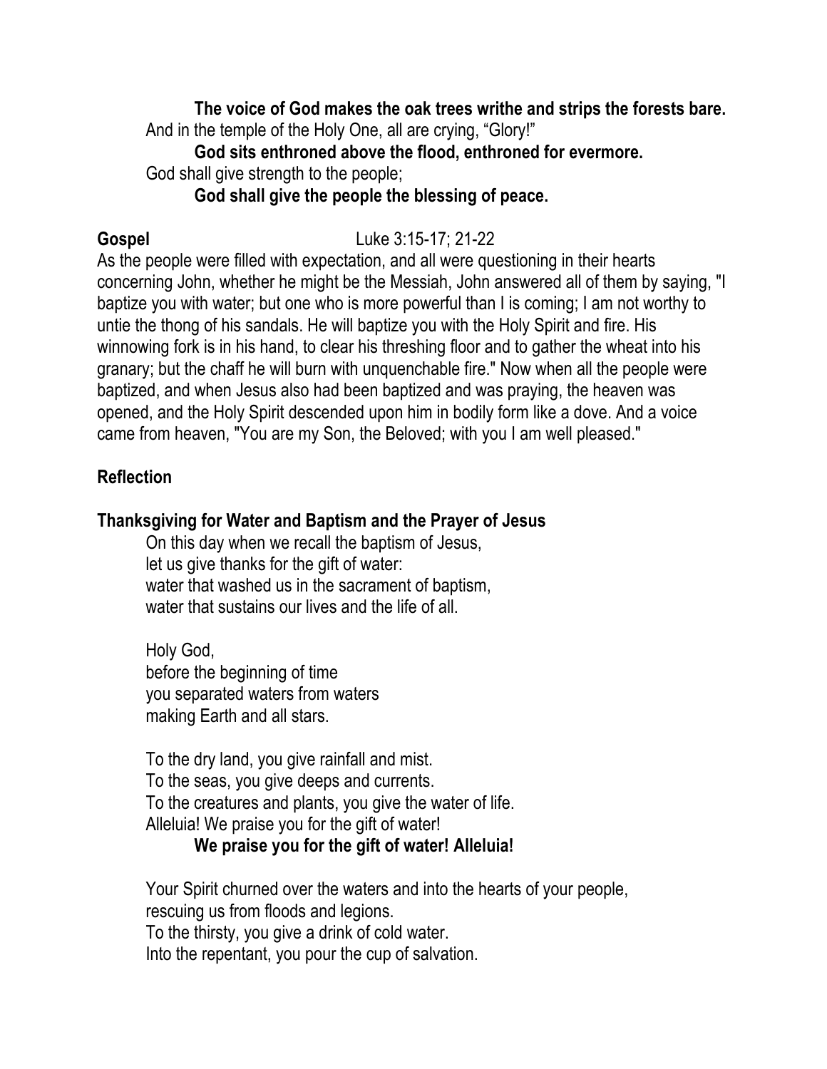**The voice of God makes the oak trees writhe and strips the forests bare.**
And in the temple of the Holy One, all are crying, "Glory!"
**God sits enthroned above the flood, enthroned for evermore.**
God shall give strength to the people;
**God shall give the people the blessing of peace.**

**Gospel** Luke 3:15-17; 21-22

As the people were filled with expectation, and all were questioning in their hearts concerning John, whether he might be the Messiah, John answered all of them by saying, "I baptize you with water; but one who is more powerful than I is coming; I am not worthy to untie the thong of his sandals. He will baptize you with the Holy Spirit and fire. His winnowing fork is in his hand, to clear his threshing floor and to gather the wheat into his granary; but the chaff he will burn with unquenchable fire." Now when all the people were baptized, and when Jesus also had been baptized and was praying, the heaven was opened, and the Holy Spirit descended upon him in bodily form like a dove. And a voice came from heaven, "You are my Son, the Beloved; with you I am well pleased."

**Reflection**

**Thanksgiving for Water and Baptism and the Prayer of Jesus**

On this day when we recall the baptism of Jesus,
let us give thanks for the gift of water:
water that washed us in the sacrament of baptism,
water that sustains our lives and the life of all.

Holy God,
before the beginning of time
you separated waters from waters
making Earth and all stars.

To the dry land, you give rainfall and mist.
To the seas, you give deeps and currents.
To the creatures and plants, you give the water of life.
Alleluia! We praise you for the gift of water!
**We praise you for the gift of water! Alleluia!**

Your Spirit churned over the waters and into the hearts of your people,
rescuing us from floods and legions.
To the thirsty, you give a drink of cold water.
Into the repentant, you pour the cup of salvation.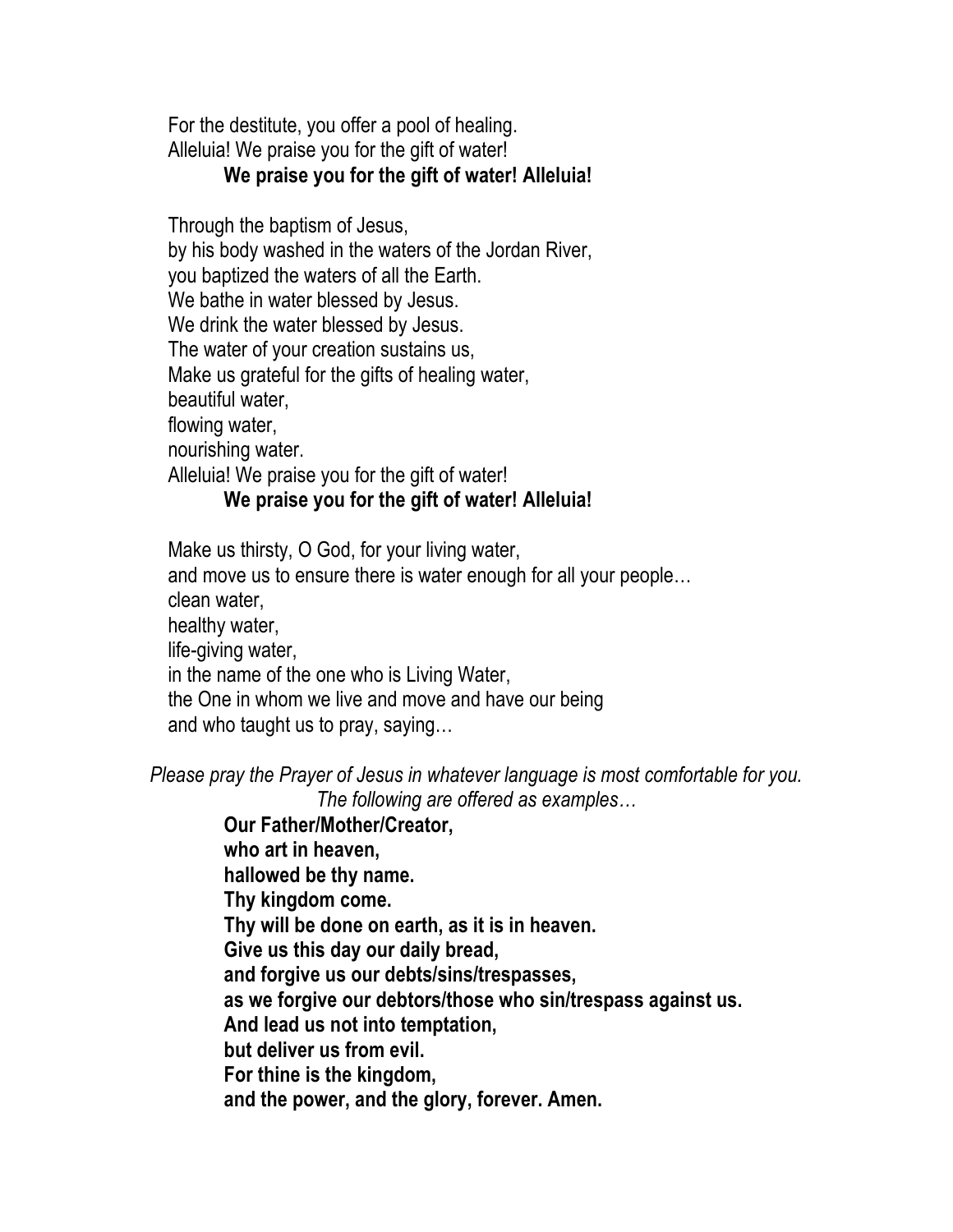For the destitute, you offer a pool of healing.
Alleluia! We praise you for the gift of water!
**We praise you for the gift of water! Alleluia!**

Through the baptism of Jesus,
by his body washed in the waters of the Jordan River,
you baptized the waters of all the Earth.
We bathe in water blessed by Jesus.
We drink the water blessed by Jesus.
The water of your creation sustains us,
Make us grateful for the gifts of healing water,
beautiful water,
flowing water,
nourishing water.
Alleluia! We praise you for the gift of water!
**We praise you for the gift of water! Alleluia!**

Make us thirsty, O God, for your living water,
and move us to ensure there is water enough for all your people…
clean water,
healthy water,
life-giving water,
in the name of the one who is Living Water,
the One in whom we live and move and have our being
and who taught us to pray, saying…

*Please pray the Prayer of Jesus in whatever language is most comfortable for you.*
*The following are offered as examples…*

**Our Father/Mother/Creator,**
**who art in heaven,**
**hallowed be thy name.**
**Thy kingdom come.**
**Thy will be done on earth, as it is in heaven.**
**Give us this day our daily bread,**
**and forgive us our debts/sins/trespasses,**
**as we forgive our debtors/those who sin/trespass against us.**
**And lead us not into temptation,**
**but deliver us from evil.**
**For thine is the kingdom,**
**and the power, and the glory, forever. Amen.**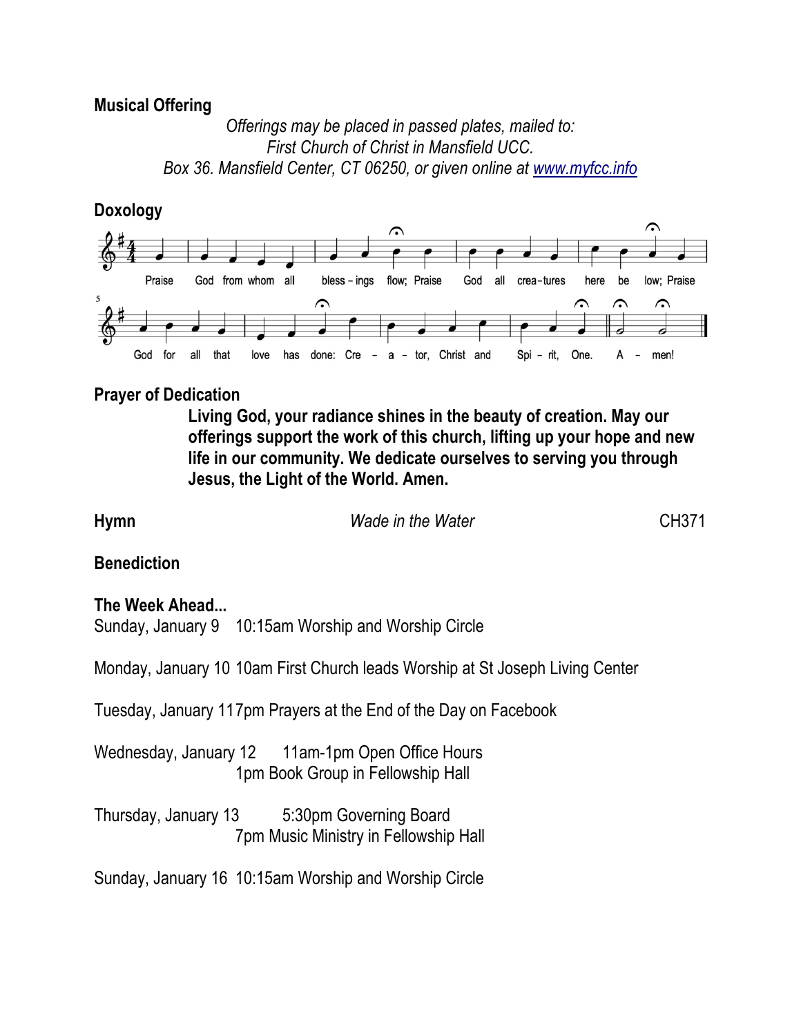**Musical Offering**

*Offerings may be placed in passed plates, mailed to: First Church of Christ in Mansfield UCC. Box 36. Mansfield Center, CT 06250, or given online at www.myfcc.info*

**Doxology**

Praise God from whom all blessings flow; Praise God all creatures here below; Praise God for all that love has done: Creator, Christ and Spirit, One. Amen!

**Prayer of Dedication**

**Living God, your radiance shines in the beauty of creation. May our offerings support the work of this church, lifting up your hope and new life in our community. We dedicate ourselves to serving you through Jesus, the Light of the World. Amen.**

**Hymn** *Wade in the Water* CH371

**Benediction**

**The Week Ahead...**

Sunday, January 9 10:15am Worship and Worship Circle

Monday, January 10 10am First Church leads Worship at St Joseph Living Center

Tuesday, January 11 7pm Prayers at the End of the Day on Facebook

Wednesday, January 12 11am-1pm Open Office Hours
1pm Book Group in Fellowship Hall

Thursday, January 13 5:30pm Governing Board
7pm Music Ministry in Fellowship Hall

Sunday, January 16 10:15am Worship and Worship Circle